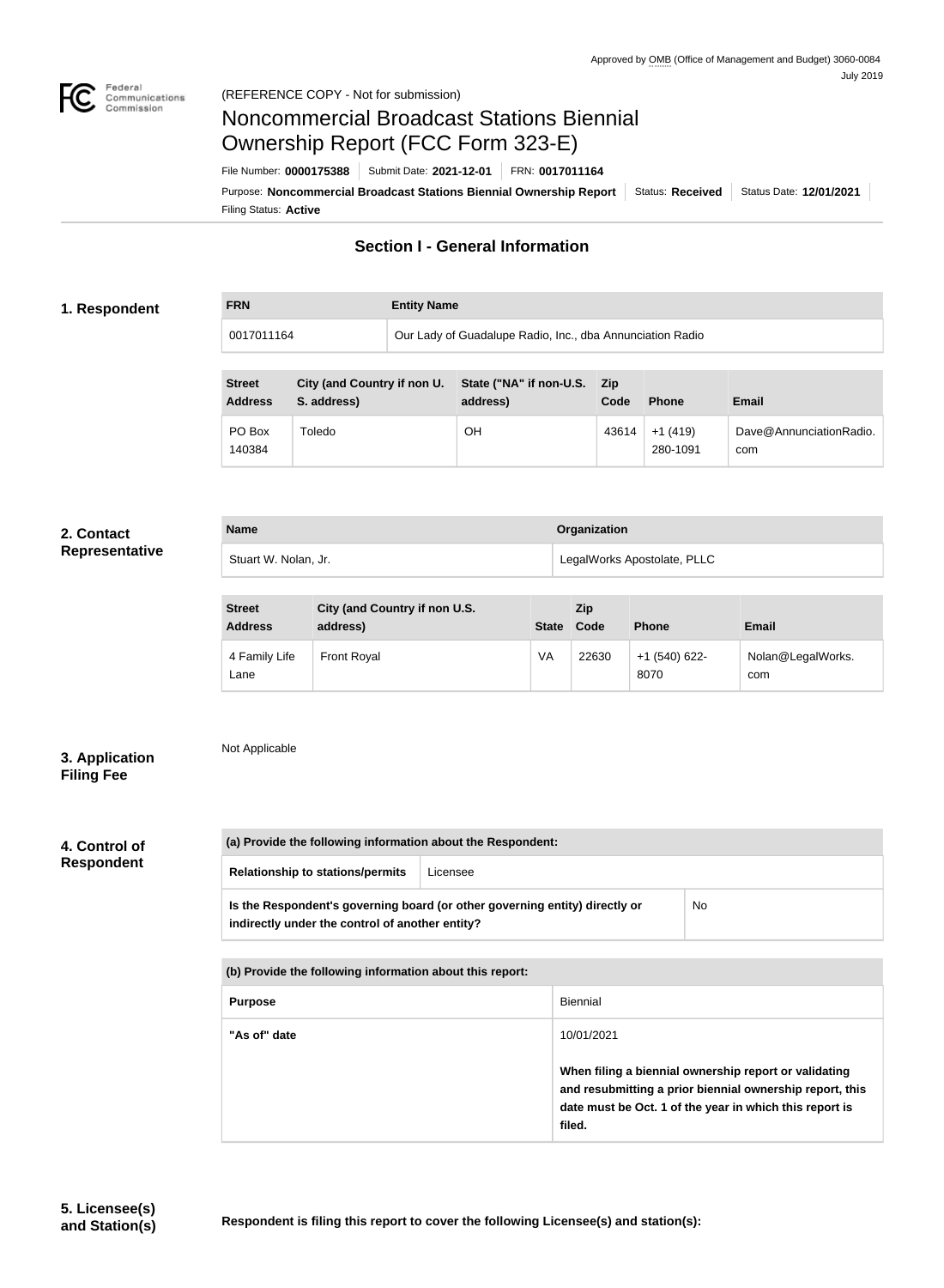Approved by OMB (Office of Management and Budget) 3060-0084
July 2019

(REFERENCE COPY - Not for submission)

# Noncommercial Broadcast Stations Biennial Ownership Report (FCC Form 323-E)

File Number: **0000175388** | Submit Date: **2021-12-01** | FRN: **0017011164**

Purpose: **Noncommercial Broadcast Stations Biennial Ownership Report** | Status: **Received** | Status Date: **12/01/2021**

Filing Status: **Active**

## Section I - General Information

### 1. Respondent

| FRN | Entity Name |
| --- | --- |
| 0017011164 | Our Lady of Guadalupe Radio, Inc., dba Annunciation Radio |

| Street Address | City (and Country if non U. S. address) | State ("NA" if non-U.S. address) | Zip Code | Phone | Email |
| --- | --- | --- | --- | --- | --- |
| PO Box 140384 | Toledo | OH | 43614 | +1 (419) 280-1091 | Dave@AnnunciationRadio.com |

### 2. Contact Representative

| Name | Organization |
| --- | --- |
| Stuart W. Nolan, Jr. | LegalWorks Apostolate, PLLC |

| Street Address | City (and Country if non U.S. address) | State | Zip Code | Phone | Email |
| --- | --- | --- | --- | --- | --- |
| 4 Family Life Lane | Front Royal | VA | 22630 | +1 (540) 622-8070 | Nolan@LegalWorks.com |

### 3. Application Filing Fee

Not Applicable

### 4. Control of Respondent

| (a) Provide the following information about the Respondent: | |
| --- | --- |
| Relationship to stations/permits | Licensee |
| Is the Respondent's governing board (or other governing entity) directly or indirectly under the control of another entity? | No |

| (b) Provide the following information about this report: | |
| --- | --- |
| Purpose | Biennial |
| "As of" date | 10/01/2021<br><br>**When filing a biennial ownership report or validating and resubmitting a prior biennial ownership report, this date must be Oct. 1 of the year in which this report is filed.** |

### 5. Licensee(s) and Station(s)

**Respondent is filing this report to cover the following Licensee(s) and station(s):**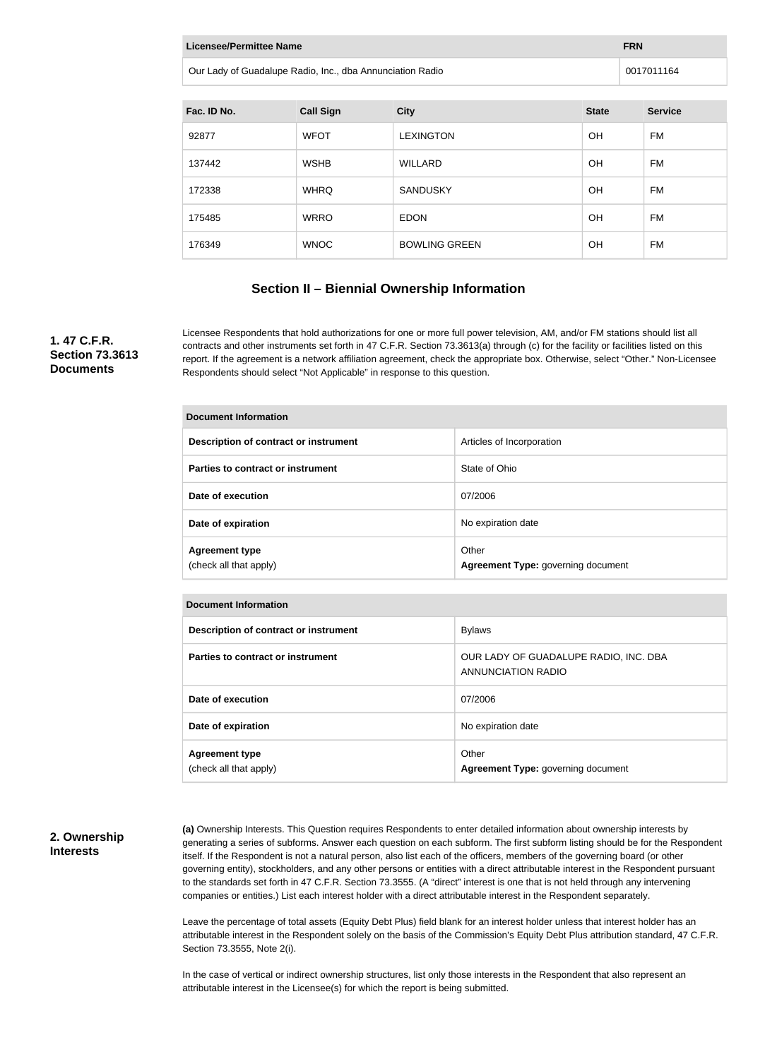| Licensee/Permittee Name | FRN |
| --- | --- |
| Our Lady of Guadalupe Radio, Inc., dba Annunciation Radio | 0017011164 |

| Fac. ID No. | Call Sign | City | State | Service |
| --- | --- | --- | --- | --- |
| 92877 | WFOT | LEXINGTON | OH | FM |
| 137442 | WSHB | WILLARD | OH | FM |
| 172338 | WHRQ | SANDUSKY | OH | FM |
| 175485 | WRRO | EDON | OH | FM |
| 176349 | WNOC | BOWLING GREEN | OH | FM |

## Section II – Biennial Ownership Information

### 1. 47 C.F.R. Section 73.3613 Documents

Licensee Respondents that hold authorizations for one or more full power television, AM, and/or FM stations should list all contracts and other instruments set forth in 47 C.F.R. Section 73.3613(a) through (c) for the facility or facilities listed on this report. If the agreement is a network affiliation agreement, check the appropriate box. Otherwise, select "Other." Non-Licensee Respondents should select "Not Applicable" in response to this question.

| Document Information | |
| --- | --- |
| **Description of contract or instrument** | Articles of Incorporation |
| **Parties to contract or instrument** | State of Ohio |
| **Date of execution** | 07/2006 |
| **Date of expiration** | No expiration date |
| **Agreement type** (check all that apply) | Other **Agreement Type:** governing document |

| Document Information | |
| --- | --- |
| **Description of contract or instrument** | Bylaws |
| **Parties to contract or instrument** | OUR LADY OF GUADALUPE RADIO, INC. DBA ANNUNCIATION RADIO |
| **Date of execution** | 07/2006 |
| **Date of expiration** | No expiration date |
| **Agreement type** (check all that apply) | Other **Agreement Type:** governing document |

### 2. Ownership Interests

**(a)** Ownership Interests. This Question requires Respondents to enter detailed information about ownership interests by generating a series of subforms. Answer each question on each subform. The first subform listing should be for the Respondent itself. If the Respondent is not a natural person, also list each of the officers, members of the governing board (or other governing entity), stockholders, and any other persons or entities with a direct attributable interest in the Respondent pursuant to the standards set forth in 47 C.F.R. Section 73.3555. (A "direct" interest is one that is not held through any intervening companies or entities.) List each interest holder with a direct attributable interest in the Respondent separately.

Leave the percentage of total assets (Equity Debt Plus) field blank for an interest holder unless that interest holder has an attributable interest in the Respondent solely on the basis of the Commission's Equity Debt Plus attribution standard, 47 C.F.R. Section 73.3555, Note 2(i).

In the case of vertical or indirect ownership structures, list only those interests in the Respondent that also represent an attributable interest in the Licensee(s) for which the report is being submitted.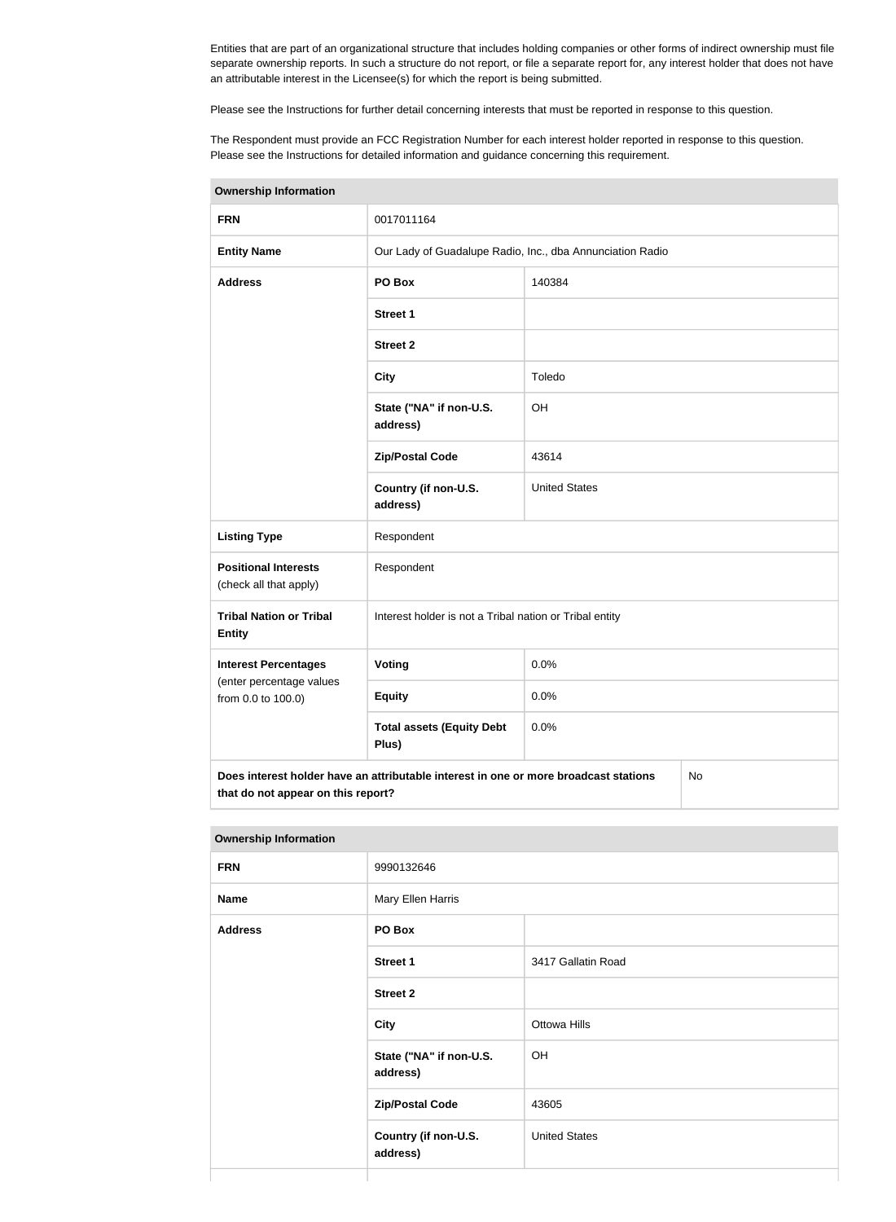Entities that are part of an organizational structure that includes holding companies or other forms of indirect ownership must file separate ownership reports. In such a structure do not report, or file a separate report for, any interest holder that does not have an attributable interest in the Licensee(s) for which the report is being submitted.

Please see the Instructions for further detail concerning interests that must be reported in response to this question.

The Respondent must provide an FCC Registration Number for each interest holder reported in response to this question. Please see the Instructions for detailed information and guidance concerning this requirement.

| Ownership Information | | |
|---|---|---|
| **FRN** | 0017011164 | |
| **Entity Name** | Our Lady of Guadalupe Radio, Inc., dba Annunciation Radio | |
| **Address** | **PO Box** | 140384 |
| | **Street 1** | |
| | **Street 2** | |
| | **City** | Toledo |
| | **State ("NA" if non-U.S. address)** | OH |
| | **Zip/Postal Code** | 43614 |
| | **Country (if non-U.S. address)** | United States |
| **Listing Type** | Respondent | |
| **Positional Interests** (check all that apply) | Respondent | |
| **Tribal Nation or Tribal Entity** | Interest holder is not a Tribal nation or Tribal entity | |
| **Interest Percentages** (enter percentage values from 0.0 to 100.0) | **Voting** | 0.0% |
| | **Equity** | 0.0% |
| | **Total assets (Equity Debt Plus)** | 0.0% |
| **Does interest holder have an attributable interest in one or more broadcast stations that do not appear on this report?** | | No |

| Ownership Information | | |
|---|---|---|
| **FRN** | 9990132646 | |
| **Name** | Mary Ellen Harris | |
| **Address** | **PO Box** | |
| | **Street 1** | 3417 Gallatin Road |
| | **Street 2** | |
| | **City** | Ottowa Hills |
| | **State ("NA" if non-U.S. address)** | OH |
| | **Zip/Postal Code** | 43605 |
| | **Country (if non-U.S. address)** | United States |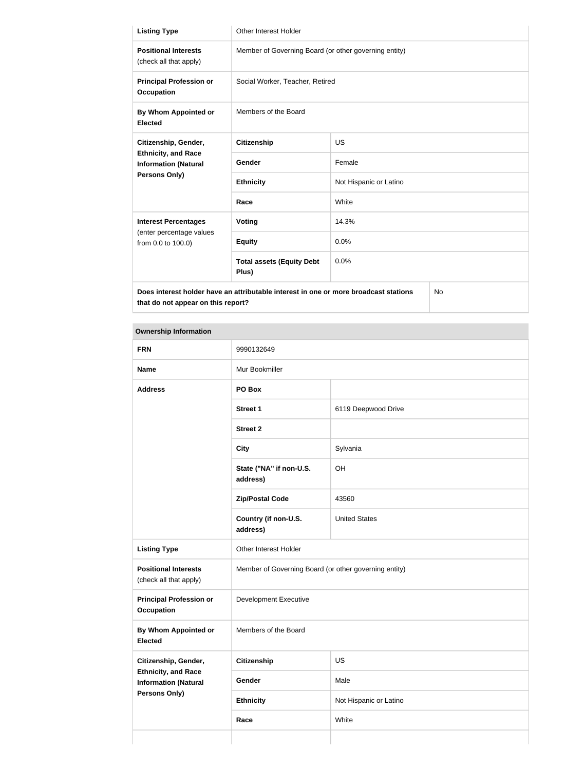| Listing Type | Other Interest Holder | |
|---|---|---|
| **Positional Interests** (check all that apply) | Member of Governing Board (or other governing entity) | |
| **Principal Profession or Occupation** | Social Worker, Teacher, Retired | |
| **By Whom Appointed or Elected** | Members of the Board | |
| **Citizenship, Gender, Ethnicity, and Race Information (Natural Persons Only)** | **Citizenship** | US |
| | **Gender** | Female |
| | **Ethnicity** | Not Hispanic or Latino |
| | **Race** | White |
| **Interest Percentages** (enter percentage values from 0.0 to 100.0) | **Voting** | 14.3% |
| | **Equity** | 0.0% |
| | **Total assets (Equity Debt Plus)** | 0.0% |
| **Does interest holder have an attributable interest in one or more broadcast stations that do not appear on this report?** | | No |

| Ownership Information | | |
|---|---|---|
| **FRN** | 9990132649 | |
| **Name** | Mur Bookmiller | |
| **Address** | **PO Box** | |
| | **Street 1** | 6119 Deepwood Drive |
| | **Street 2** | |
| | **City** | Sylvania |
| | **State ("NA" if non-U.S. address)** | OH |
| | **Zip/Postal Code** | 43560 |
| | **Country (if non-U.S. address)** | United States |
| **Listing Type** | Other Interest Holder | |
| **Positional Interests** (check all that apply) | Member of Governing Board (or other governing entity) | |
| **Principal Profession or Occupation** | Development Executive | |
| **By Whom Appointed or Elected** | Members of the Board | |
| **Citizenship, Gender, Ethnicity, and Race Information (Natural Persons Only)** | **Citizenship** | US |
| | **Gender** | Male |
| | **Ethnicity** | Not Hispanic or Latino |
| | **Race** | White |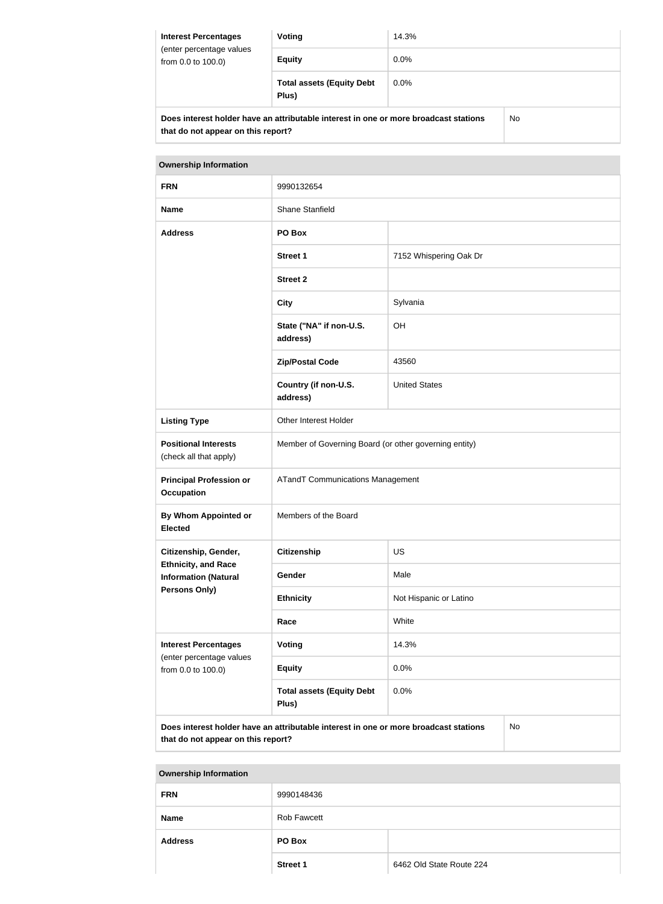| Interest Percentages (enter percentage values from 0.0 to 100.0) | Voting | 14.3% |
|---|---|---|
| | Equity | 0.0% |
| | Total assets (Equity Debt Plus) | 0.0% |

| Does interest holder have an attributable interest in one or more broadcast stations that do not appear on this report? | No |
|---|---|

| Ownership Information | | |
|---|---|---|
| FRN | 9990132654 | |
| Name | Shane Stanfield | |
| Address | PO Box | |
| | Street 1 | 7152 Whispering Oak Dr |
| | Street 2 | |
| | City | Sylvania |
| | State ("NA" if non-U.S. address) | OH |
| | Zip/Postal Code | 43560 |
| | Country (if non-U.S. address) | United States |
| Listing Type | Other Interest Holder | |
| Positional Interests (check all that apply) | Member of Governing Board (or other governing entity) | |
| Principal Profession or Occupation | ATandT Communications Management | |
| By Whom Appointed or Elected | Members of the Board | |
| Citizenship, Gender, Ethnicity, and Race Information (Natural Persons Only) | Citizenship | US |
| | Gender | Male |
| | Ethnicity | Not Hispanic or Latino |
| | Race | White |
| Interest Percentages (enter percentage values from 0.0 to 100.0) | Voting | 14.3% |
| | Equity | 0.0% |
| | Total assets (Equity Debt Plus) | 0.0% |

| Does interest holder have an attributable interest in one or more broadcast stations that do not appear on this report? | No |
|---|---|

| Ownership Information | | |
|---|---|---|
| FRN | 9990148436 | |
| Name | Rob Fawcett | |
| Address | PO Box | |
| | Street 1 | 6462 Old State Route 224 |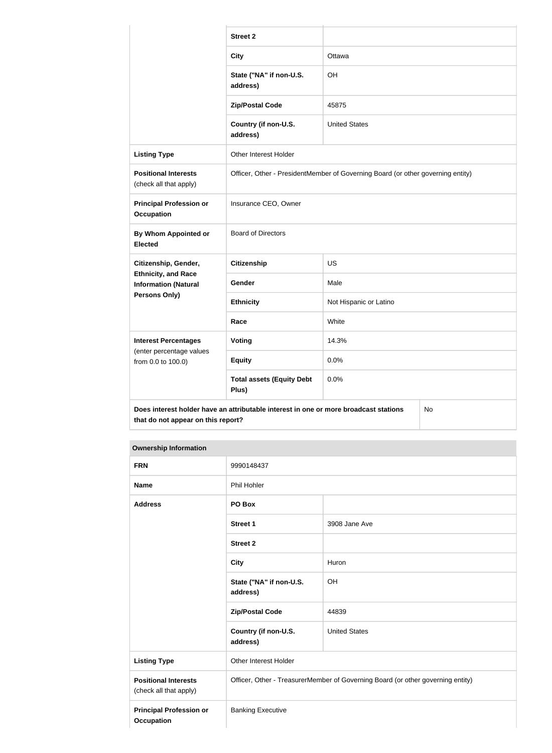| | | |
|---|---|---|
| | **Street 2** | |
| | **City** | Ottawa |
| | **State ("NA" if non-U.S. address)** | OH |
| | **Zip/Postal Code** | 45875 |
| | **Country (if non-U.S. address)** | United States |
| **Listing Type** | Other Interest Holder | |
| **Positional Interests** (check all that apply) | Officer, Other - PresidentMember of Governing Board (or other governing entity) | |
| **Principal Profession or Occupation** | Insurance CEO, Owner | |
| **By Whom Appointed or Elected** | Board of Directors | |
| **Citizenship, Gender, Ethnicity, and Race Information (Natural Persons Only)** | **Citizenship** | US |
| | **Gender** | Male |
| | **Ethnicity** | Not Hispanic or Latino |
| | **Race** | White |
| **Interest Percentages** (enter percentage values from 0.0 to 100.0) | **Voting** | 14.3% |
| | **Equity** | 0.0% |
| | **Total assets (Equity Debt Plus)** | 0.0% |
| **Does interest holder have an attributable interest in one or more broadcast stations that do not appear on this report?** | | No |

| **Ownership Information** | | |
|---|---|---|
| **FRN** | 9990148437 | |
| **Name** | Phil Hohler | |
| **Address** | **PO Box** | |
| | **Street 1** | 3908 Jane Ave |
| | **Street 2** | |
| | **City** | Huron |
| | **State ("NA" if non-U.S. address)** | OH |
| | **Zip/Postal Code** | 44839 |
| | **Country (if non-U.S. address)** | United States |
| **Listing Type** | Other Interest Holder | |
| **Positional Interests** (check all that apply) | Officer, Other - TreasurerMember of Governing Board (or other governing entity) | |
| **Principal Profession or Occupation** | Banking Executive | |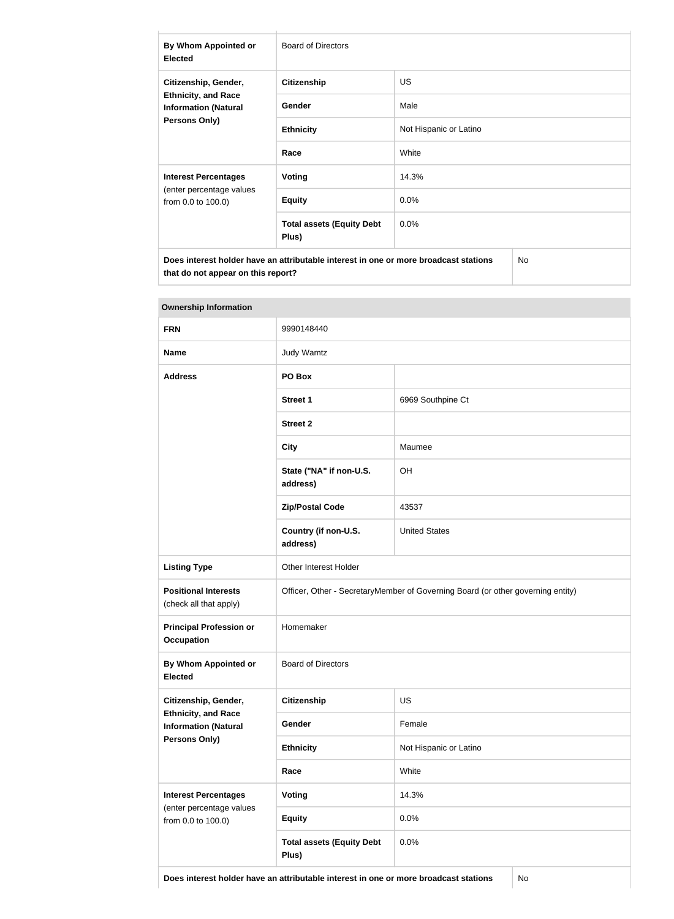| By Whom Appointed or Elected | Board of Directors | |
|---|---|---|
| Citizenship, Gender, Ethnicity, and Race Information (Natural Persons Only) | Citizenship | US |
| | Gender | Male |
| | Ethnicity | Not Hispanic or Latino |
| | Race | White |
| Interest Percentages (enter percentage values from 0.0 to 100.0) | Voting | 14.3% |
| | Equity | 0.0% |
| | Total assets (Equity Debt Plus) | 0.0% |
| Does interest holder have an attributable interest in one or more broadcast stations that do not appear on this report? | | No |

| Ownership Information | | |
|---|---|---|
| FRN | 9990148440 | |
| Name | Judy Wamtz | |
| Address | PO Box | |
| | Street 1 | 6969 Southpine Ct |
| | Street 2 | |
| | City | Maumee |
| | State ("NA" if non-U.S. address) | OH |
| | Zip/Postal Code | 43537 |
| | Country (if non-U.S. address) | United States |
| Listing Type | Other Interest Holder | |
| Positional Interests (check all that apply) | Officer, Other - SecretaryMember of Governing Board (or other governing entity) | |
| Principal Profession or Occupation | Homemaker | |
| By Whom Appointed or Elected | Board of Directors | |
| Citizenship, Gender, Ethnicity, and Race Information (Natural Persons Only) | Citizenship | US |
| | Gender | Female |
| | Ethnicity | Not Hispanic or Latino |
| | Race | White |
| Interest Percentages (enter percentage values from 0.0 to 100.0) | Voting | 14.3% |
| | Equity | 0.0% |
| | Total assets (Equity Debt Plus) | 0.0% |
| Does interest holder have an attributable interest in one or more broadcast stations | | No |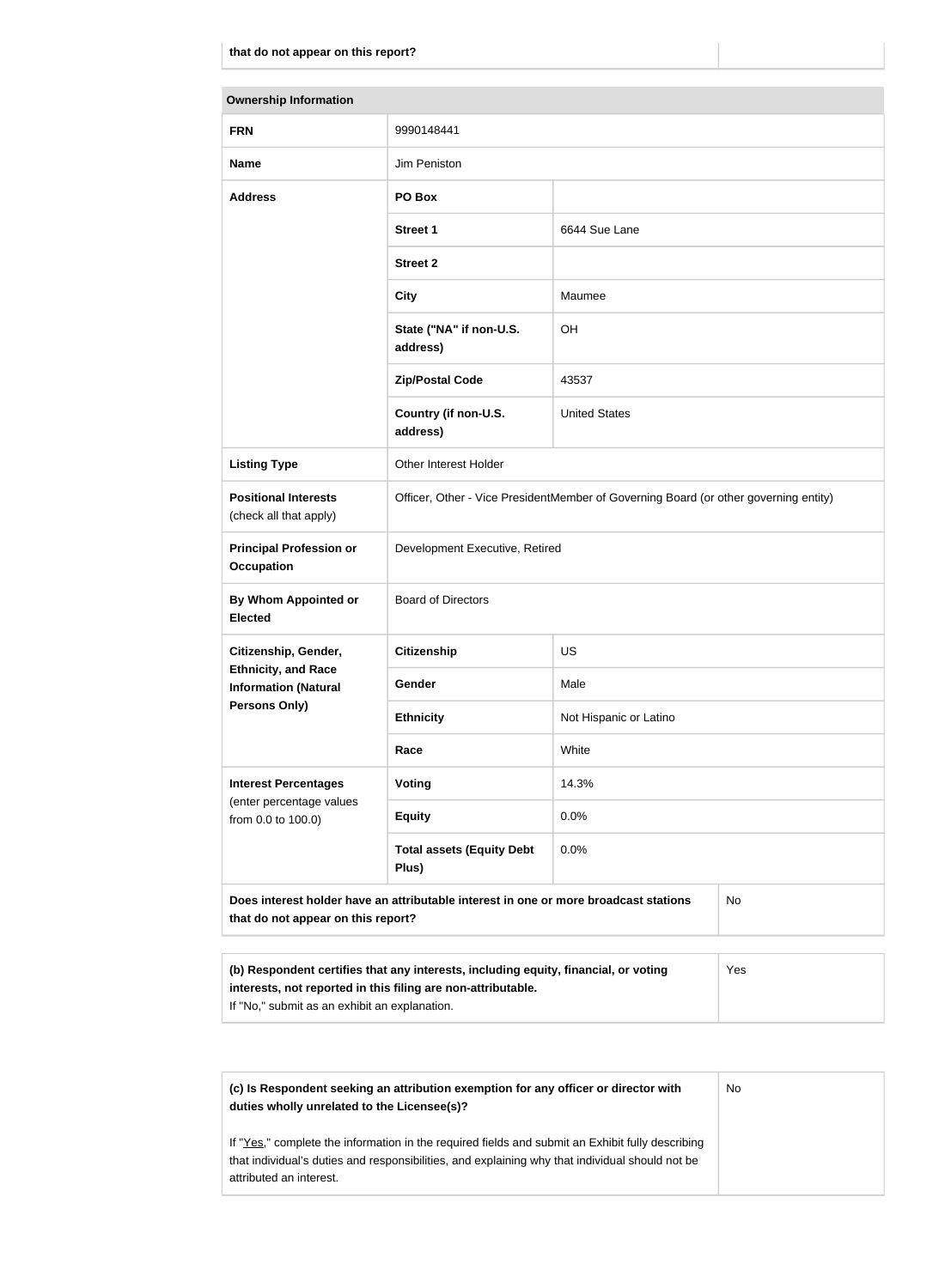| that do not appear on this report? | |
|---|---|

| Ownership Information | | |
|---|---|---|
| **FRN** | 9990148441 | |
| **Name** | Jim Peniston | |
| **Address** | **PO Box** | |
| | **Street 1** | 6644 Sue Lane |
| | **Street 2** | |
| | **City** | Maumee |
| | **State ("NA" if non-U.S. address)** | OH |
| | **Zip/Postal Code** | 43537 |
| | **Country (if non-U.S. address)** | United States |
| **Listing Type** | Other Interest Holder | |
| **Positional Interests** (check all that apply) | Officer, Other - Vice PresidentMember of Governing Board (or other governing entity) | |
| **Principal Profession or Occupation** | Development Executive, Retired | |
| **By Whom Appointed or Elected** | Board of Directors | |
| **Citizenship, Gender, Ethnicity, and Race Information (Natural Persons Only)** | **Citizenship** | US |
| | **Gender** | Male |
| | **Ethnicity** | Not Hispanic or Latino |
| | **Race** | White |
| **Interest Percentages** (enter percentage values from 0.0 to 100.0) | **Voting** | 14.3% |
| | **Equity** | 0.0% |
| | **Total assets (Equity Debt Plus)** | 0.0% |
| **Does interest holder have an attributable interest in one or more broadcast stations that do not appear on this report?** | | No |

| **(b) Respondent certifies that any interests, including equity, financial, or voting interests, not reported in this filing are non-attributable.** If "No," submit as an exhibit an explanation. | Yes |
|---|---|

| **(c) Is Respondent seeking an attribution exemption for any officer or director with duties wholly unrelated to the Licensee(s)?** If "Yes," complete the information in the required fields and submit an Exhibit fully describing that individual's duties and responsibilities, and explaining why that individual should not be attributed an interest. | No |
|---|---|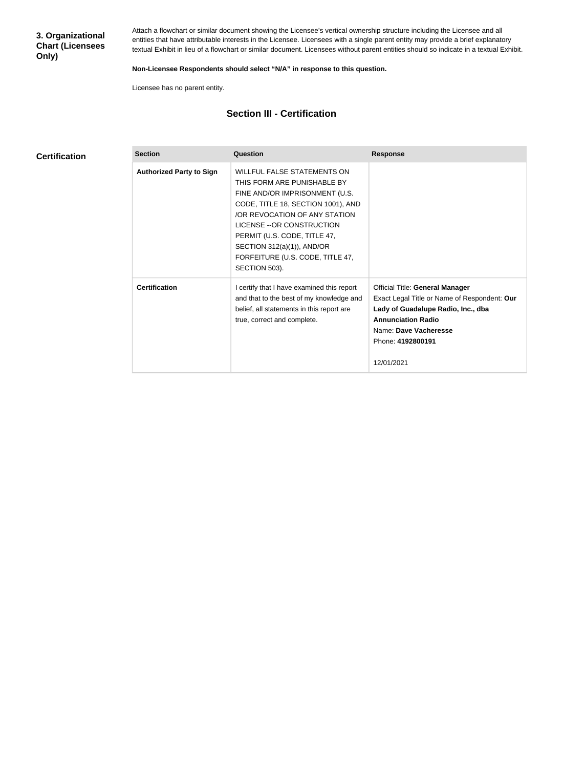### 3. Organizational Chart (Licensees Only)

Attach a flowchart or similar document showing the Licensee's vertical ownership structure including the Licensee and all entities that have attributable interests in the Licensee. Licensees with a single parent entity may provide a brief explanatory textual Exhibit in lieu of a flowchart or similar document. Licensees without parent entities should so indicate in a textual Exhibit.

**Non-Licensee Respondents should select "N/A" in response to this question.**

Licensee has no parent entity.

## Section III - Certification

### Certification

| Section | Question | Response |
|---|---|---|
| **Authorized Party to Sign** | WILLFUL FALSE STATEMENTS ON THIS FORM ARE PUNISHABLE BY FINE AND/OR IMPRISONMENT (U.S. CODE, TITLE 18, SECTION 1001), AND /OR REVOCATION OF ANY STATION LICENSE --OR CONSTRUCTION PERMIT (U.S. CODE, TITLE 47, SECTION 312(a)(1)), AND/OR FORFEITURE (U.S. CODE, TITLE 47, SECTION 503). | |
| **Certification** | I certify that I have examined this report and that to the best of my knowledge and belief, all statements in this report are true, correct and complete. | Official Title: **General Manager**<br>Exact Legal Title or Name of Respondent: **Our Lady of Guadalupe Radio, Inc., dba Annunciation Radio**<br>Name: **Dave Vacheresse**<br>Phone: **4192800191**<br><br>12/01/2021 |